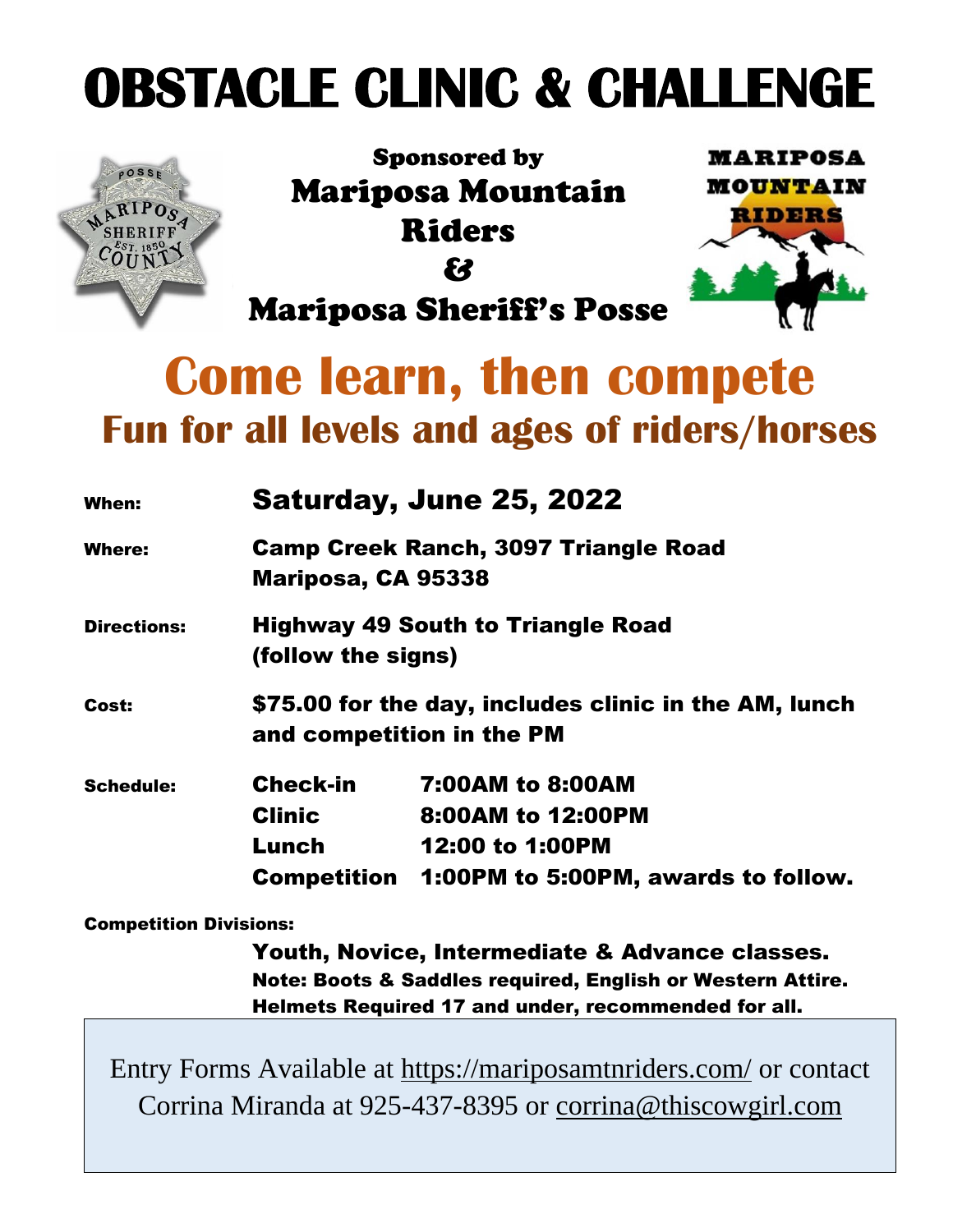# OBSTACLE CLINIC & CHALLENGE

**Sponsored by**
**Mariposa Mountain Riders**
**&**
**Mariposa Sheriff's Posse**

## Come learn, then compete
### Fun for all levels and ages of riders/horses

**When:** Saturday, June 25, 2022

**Where:** Camp Creek Ranch, 3097 Triangle Road
Mariposa, CA 95338

**Directions:** Highway 49 South to Triangle Road
(follow the signs)

**Cost:** $75.00 for the day, includes clinic in the AM, lunch and competition in the PM

**Schedule:**

| | |
|---|---|
| Check-in | 7:00AM to 8:00AM |
| Clinic | 8:00AM to 12:00PM |
| Lunch | 12:00 to 1:00PM |
| Competition | 1:00PM to 5:00PM, awards to follow. |

**Competition Divisions:**

Youth, Novice, Intermediate & Advance classes.
Note: Boots & Saddles required, English or Western Attire.
Helmets Required 17 and under, recommended for all.

Entry Forms Available at https://mariposamtnriders.com/ or contact Corrina Miranda at 925-437-8395 or corrina@thiscowgirl.com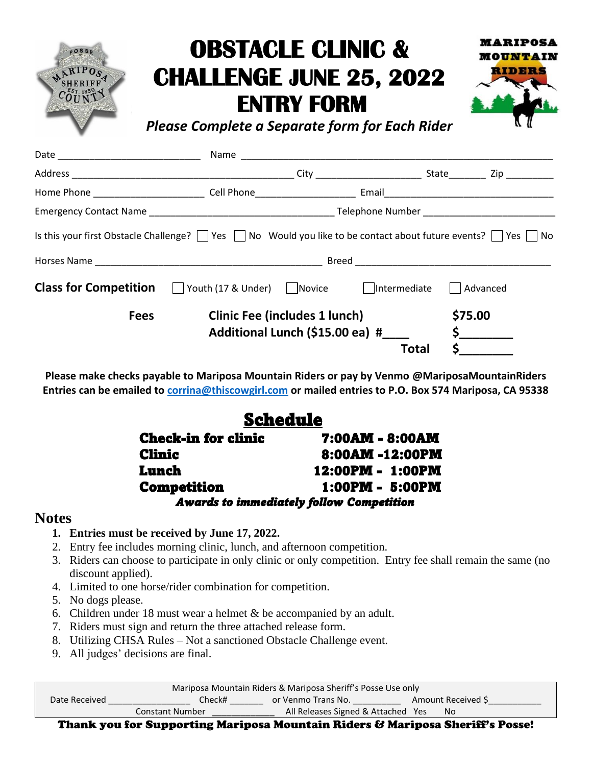# OBSTACLE CLINIC & CHALLENGE JUNE 25, 2022 ENTRY FORM

MARIPOSA MOUNTAIN RIDERS

***Please Complete a Separate form for Each Rider***

Date ___________________________ Name ____________________________________________________________

Address ___________________________________________ City ____________________ State_______ Zip _________

Home Phone ____________________ Cell Phone__________________ Email________________________________

Emergency Contact Name ___________________________________ Telephone Number _________________________

Is this your first Obstacle Challenge? ☐ Yes ☐ No Would you like to be contact about future events? ☐ Yes ☐ No

Horses Name ___________________________________________ Breed ____________________________________

**Class for Competition** ☐ Youth (17 & Under) ☐ Novice ☐ Intermediate ☐ Advanced

| | | |
|---|---|---|
| **Fees** | **Clinic Fee (includes 1 lunch)** | **$75.00** |
| | **Additional Lunch ($15.00 ea) #____** | **$________** |
| | **Total** | **$________** |

**Please make checks payable to Mariposa Mountain Riders or pay by Venmo @MariposaMountainRiders**
**Entries can be emailed to corrina@thiscowgirl.com or mailed entries to P.O. Box 574 Mariposa, CA 95338**

## Schedule

| | |
|---|---|
| **Check-in for clinic** | **7:00AM - 8:00AM** |
| **Clinic** | **8:00AM -12:00PM** |
| **Lunch** | **12:00PM - 1:00PM** |
| **Competition** | **1:00PM - 5:00PM** |

***Awards to immediately follow Competition***

## Notes

1. **Entries must be received by June 17, 2022.**
2. Entry fee includes morning clinic, lunch, and afternoon competition.
3. Riders can choose to participate in only clinic or only competition. Entry fee shall remain the same (no discount applied).
4. Limited to one horse/rider combination for competition.
5. No dogs please.
6. Children under 18 must wear a helmet & be accompanied by an adult.
7. Riders must sign and return the three attached release form.
8. Utilizing CHSA Rules – Not a sanctioned Obstacle Challenge event.
9. All judges' decisions are final.

Mariposa Mountain Riders & Mariposa Sheriff's Posse Use only

Date Received _________________ Check# _______ or Venmo Trans No. __________ Amount Received $___________

Constant Number _____________ All Releases Signed & Attached Yes No

**Thank you for Supporting Mariposa Mountain Riders & Mariposa Sheriff's Posse!**